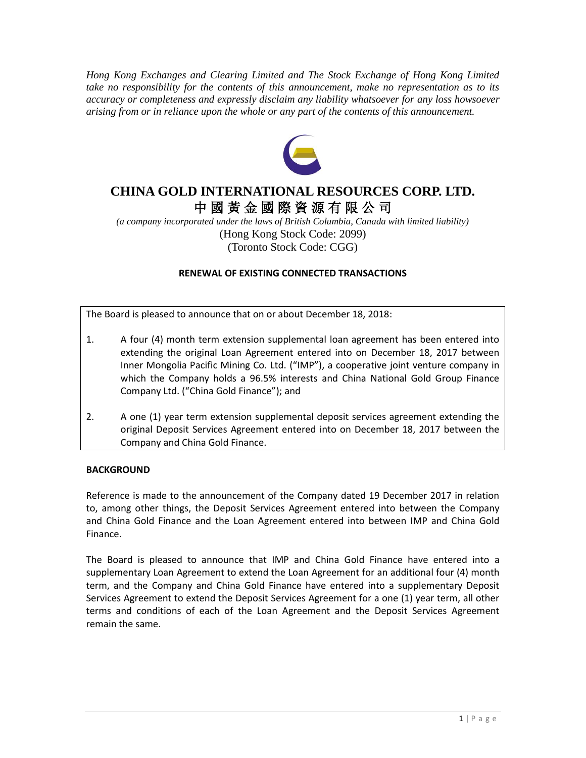*Hong Kong Exchanges and Clearing Limited and The Stock Exchange of Hong Kong Limited take no responsibility for the contents of this announcement, make no representation as to its accuracy or completeness and expressly disclaim any liability whatsoever for any loss howsoever arising from or in reliance upon the whole or any part of the contents of this announcement.*

# CHINA GOLD INTERNATIONAL RESOURCES CORP. LTD.
# 中國黃金國際資源有限公司

*(a company incorporated under the laws of British Columbia, Canada with limited liability)*
(Hong Kong Stock Code: 2099)
(Toronto Stock Code: CGG)

## RENEWAL OF EXISTING CONNECTED TRANSACTIONS

The Board is pleased to announce that on or about December 18, 2018:

1. A four (4) month term extension supplemental loan agreement has been entered into extending the original Loan Agreement entered into on December 18, 2017 between Inner Mongolia Pacific Mining Co. Ltd. ("IMP"), a cooperative joint venture company in which the Company holds a 96.5% interests and China National Gold Group Finance Company Ltd. ("China Gold Finance"); and

2. A one (1) year term extension supplemental deposit services agreement extending the original Deposit Services Agreement entered into on December 18, 2017 between the Company and China Gold Finance.

## BACKGROUND

Reference is made to the announcement of the Company dated 19 December 2017 in relation to, among other things, the Deposit Services Agreement entered into between the Company and China Gold Finance and the Loan Agreement entered into between IMP and China Gold Finance.

The Board is pleased to announce that IMP and China Gold Finance have entered into a supplementary Loan Agreement to extend the Loan Agreement for an additional four (4) month term, and the Company and China Gold Finance have entered into a supplementary Deposit Services Agreement to extend the Deposit Services Agreement for a one (1) year term, all other terms and conditions of each of the Loan Agreement and the Deposit Services Agreement remain the same.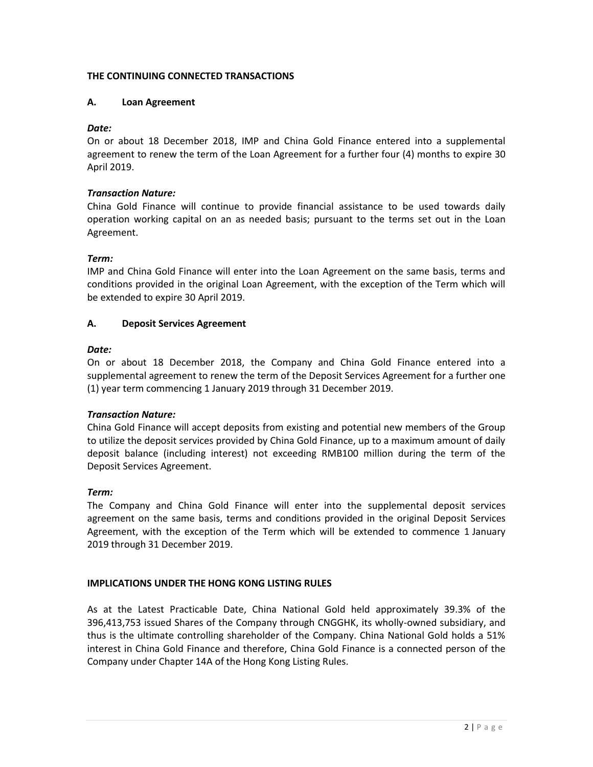## THE CONTINUING CONNECTED TRANSACTIONS

### A. Loan Agreement

***Date:***
On or about 18 December 2018, IMP and China Gold Finance entered into a supplemental agreement to renew the term of the Loan Agreement for a further four (4) months to expire 30 April 2019.

***Transaction Nature:***
China Gold Finance will continue to provide financial assistance to be used towards daily operation working capital on an as needed basis; pursuant to the terms set out in the Loan Agreement.

***Term:***
IMP and China Gold Finance will enter into the Loan Agreement on the same basis, terms and conditions provided in the original Loan Agreement, with the exception of the Term which will be extended to expire 30 April 2019.

### A. Deposit Services Agreement

***Date:***
On or about 18 December 2018, the Company and China Gold Finance entered into a supplemental agreement to renew the term of the Deposit Services Agreement for a further one (1) year term commencing 1 January 2019 through 31 December 2019.

***Transaction Nature:***
China Gold Finance will accept deposits from existing and potential new members of the Group to utilize the deposit services provided by China Gold Finance, up to a maximum amount of daily deposit balance (including interest) not exceeding RMB100 million during the term of the Deposit Services Agreement.

***Term:***
The Company and China Gold Finance will enter into the supplemental deposit services agreement on the same basis, terms and conditions provided in the original Deposit Services Agreement, with the exception of the Term which will be extended to commence 1 January 2019 through 31 December 2019.

## IMPLICATIONS UNDER THE HONG KONG LISTING RULES

As at the Latest Practicable Date, China National Gold held approximately 39.3% of the 396,413,753 issued Shares of the Company through CNGGHK, its wholly-owned subsidiary, and thus is the ultimate controlling shareholder of the Company. China National Gold holds a 51% interest in China Gold Finance and therefore, China Gold Finance is a connected person of the Company under Chapter 14A of the Hong Kong Listing Rules.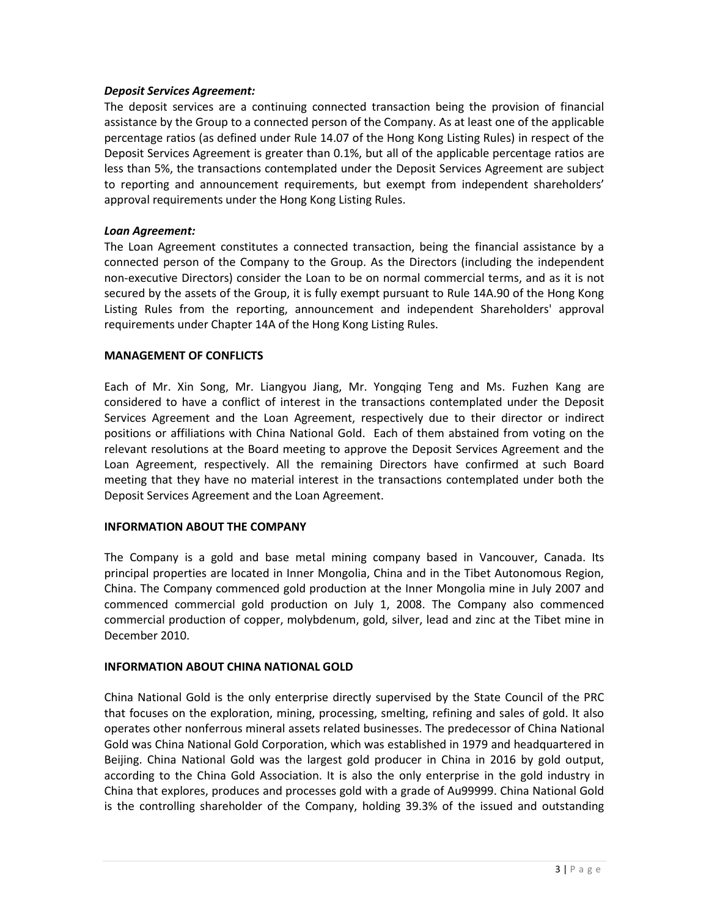***Deposit Services Agreement:***

The deposit services are a continuing connected transaction being the provision of financial assistance by the Group to a connected person of the Company. As at least one of the applicable percentage ratios (as defined under Rule 14.07 of the Hong Kong Listing Rules) in respect of the Deposit Services Agreement is greater than 0.1%, but all of the applicable percentage ratios are less than 5%, the transactions contemplated under the Deposit Services Agreement are subject to reporting and announcement requirements, but exempt from independent shareholders' approval requirements under the Hong Kong Listing Rules.

***Loan Agreement:***

The Loan Agreement constitutes a connected transaction, being the financial assistance by a connected person of the Company to the Group. As the Directors (including the independent non-executive Directors) consider the Loan to be on normal commercial terms, and as it is not secured by the assets of the Group, it is fully exempt pursuant to Rule 14A.90 of the Hong Kong Listing Rules from the reporting, announcement and independent Shareholders' approval requirements under Chapter 14A of the Hong Kong Listing Rules.

## MANAGEMENT OF CONFLICTS

Each of Mr. Xin Song, Mr. Liangyou Jiang, Mr. Yongqing Teng and Ms. Fuzhen Kang are considered to have a conflict of interest in the transactions contemplated under the Deposit Services Agreement and the Loan Agreement, respectively due to their director or indirect positions or affiliations with China National Gold. Each of them abstained from voting on the relevant resolutions at the Board meeting to approve the Deposit Services Agreement and the Loan Agreement, respectively. All the remaining Directors have confirmed at such Board meeting that they have no material interest in the transactions contemplated under both the Deposit Services Agreement and the Loan Agreement.

## INFORMATION ABOUT THE COMPANY

The Company is a gold and base metal mining company based in Vancouver, Canada. Its principal properties are located in Inner Mongolia, China and in the Tibet Autonomous Region, China. The Company commenced gold production at the Inner Mongolia mine in July 2007 and commenced commercial gold production on July 1, 2008. The Company also commenced commercial production of copper, molybdenum, gold, silver, lead and zinc at the Tibet mine in December 2010.

## INFORMATION ABOUT CHINA NATIONAL GOLD

China National Gold is the only enterprise directly supervised by the State Council of the PRC that focuses on the exploration, mining, processing, smelting, refining and sales of gold. It also operates other nonferrous mineral assets related businesses. The predecessor of China National Gold was China National Gold Corporation, which was established in 1979 and headquartered in Beijing. China National Gold was the largest gold producer in China in 2016 by gold output, according to the China Gold Association. It is also the only enterprise in the gold industry in China that explores, produces and processes gold with a grade of Au99999. China National Gold is the controlling shareholder of the Company, holding 39.3% of the issued and outstanding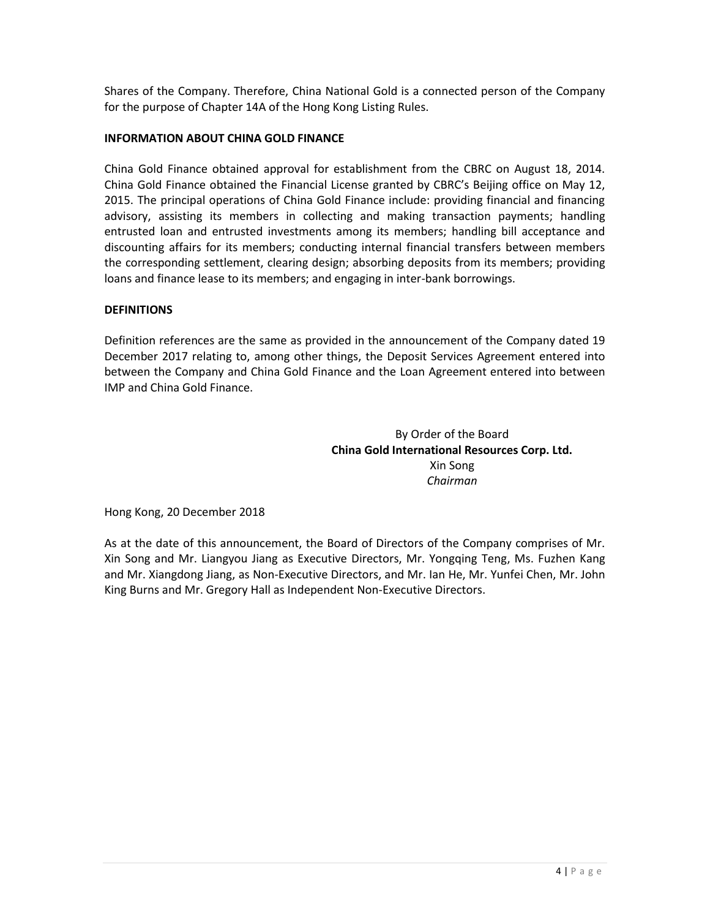Shares of the Company. Therefore, China National Gold is a connected person of the Company for the purpose of Chapter 14A of the Hong Kong Listing Rules.

**INFORMATION ABOUT CHINA GOLD FINANCE**

China Gold Finance obtained approval for establishment from the CBRC on August 18, 2014. China Gold Finance obtained the Financial License granted by CBRC's Beijing office on May 12, 2015. The principal operations of China Gold Finance include: providing financial and financing advisory, assisting its members in collecting and making transaction payments; handling entrusted loan and entrusted investments among its members; handling bill acceptance and discounting affairs for its members; conducting internal financial transfers between members the corresponding settlement, clearing design; absorbing deposits from its members; providing loans and finance lease to its members; and engaging in inter-bank borrowings.

**DEFINITIONS**

Definition references are the same as provided in the announcement of the Company dated 19 December 2017 relating to, among other things, the Deposit Services Agreement entered into between the Company and China Gold Finance and the Loan Agreement entered into between IMP and China Gold Finance.

By Order of the Board
**China Gold International Resources Corp. Ltd.**
Xin Song
*Chairman*

Hong Kong, 20 December 2018

As at the date of this announcement, the Board of Directors of the Company comprises of Mr. Xin Song and Mr. Liangyou Jiang as Executive Directors, Mr. Yongqing Teng, Ms. Fuzhen Kang and Mr. Xiangdong Jiang, as Non-Executive Directors, and Mr. Ian He, Mr. Yunfei Chen, Mr. John King Burns and Mr. Gregory Hall as Independent Non-Executive Directors.